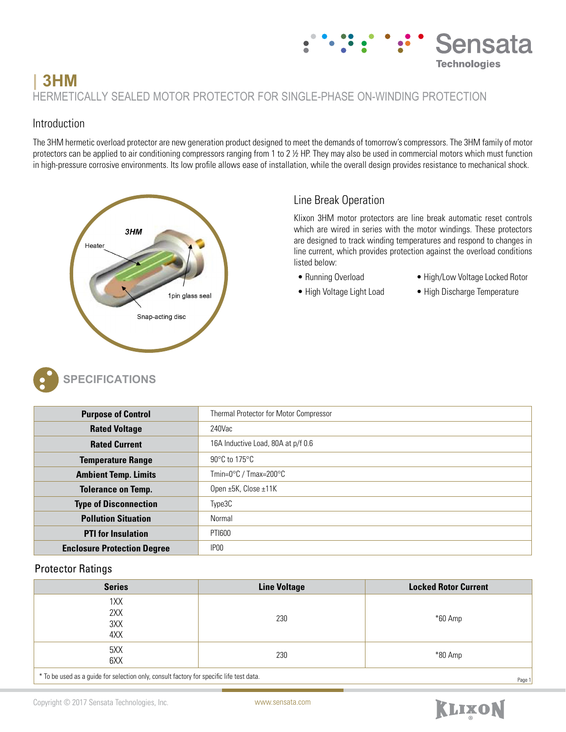# 3HM

HERMETICALLY SEALED MOTOR PROTECTOR FOR SINGLE-PHASE ON-WINDING PROTECTION

## Introduction

The 3HM hermetic overload protector are new generation product designed to meet the demands of tomorrow's compressors. The 3HM family of motor protectors can be applied to air conditioning compressors ranging from 1 to 2 ½ HP. They may also be used in commercial motors which must function in high-pressure corrosive environments. Its low profile allows ease of installation, while the overall design provides resistance to mechanical shock.

## Line Break Operation

Klixon 3HM motor protectors are line break automatic reset controls which are wired in series with the motor windings. These protectors are designed to track winding temperatures and respond to changes in line current, which provides protection against the overload conditions listed below:

- Running Overload
- High Voltage Light Load
- High/Low Voltage Locked Rotor
- High Discharge Temperature

## SPECIFICATIONS

| | |
|---|---|
| **Purpose of Control** | Thermal Protector for Motor Compressor |
| **Rated Voltage** | 240Vac |
| **Rated Current** | 16A Inductive Load, 80A at p/f 0.6 |
| **Temperature Range** | 90°C to 175°C |
| **Ambient Temp. Limits** | Tmin=0°C / Tmax=200°C |
| **Tolerance on Temp.** | Open ±5K, Close ±11K |
| **Type of Disconnection** | Type3C |
| **Pollution Situation** | Normal |
| **PTI for Insulation** | PTI600 |
| **Enclosure Protection Degree** | IP00 |

### Protector Ratings

| Series | Line Voltage | Locked Rotor Current |
|---|---|---|
| 1XX<br>2XX<br>3XX<br>4XX | 230 | *60 Amp |
| 5XX<br>6XX | 230 | *80 Amp |

* To be used as a guide for selection only, consult factory for specific life test data.

Copyright © 2017 Sensata Technologies, Inc. www.sensata.com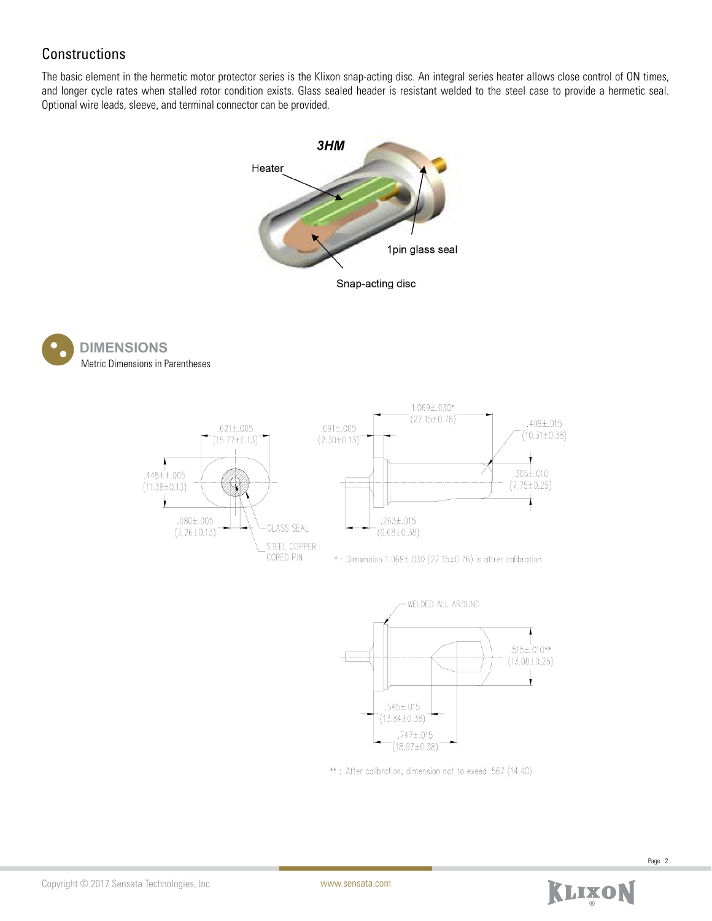## Constructions

The basic element in the hermetic motor protector series is the Klixon snap-acting disc. An integral series heater allows close control of ON times, and longer cycle rates when stalled rotor condition exists. Glass sealed header is resistant welded to the steel case to provide a hermetic seal. Optional wire leads, sleeve, and terminal connector can be provided.

## DIMENSIONS

Metric Dimensions in Parentheses

* : Dimwnaion 1.069±.030 (27.15±0.76) is aftrer calibration.

** : After calibration, dimension not to exeed .567 (14.40).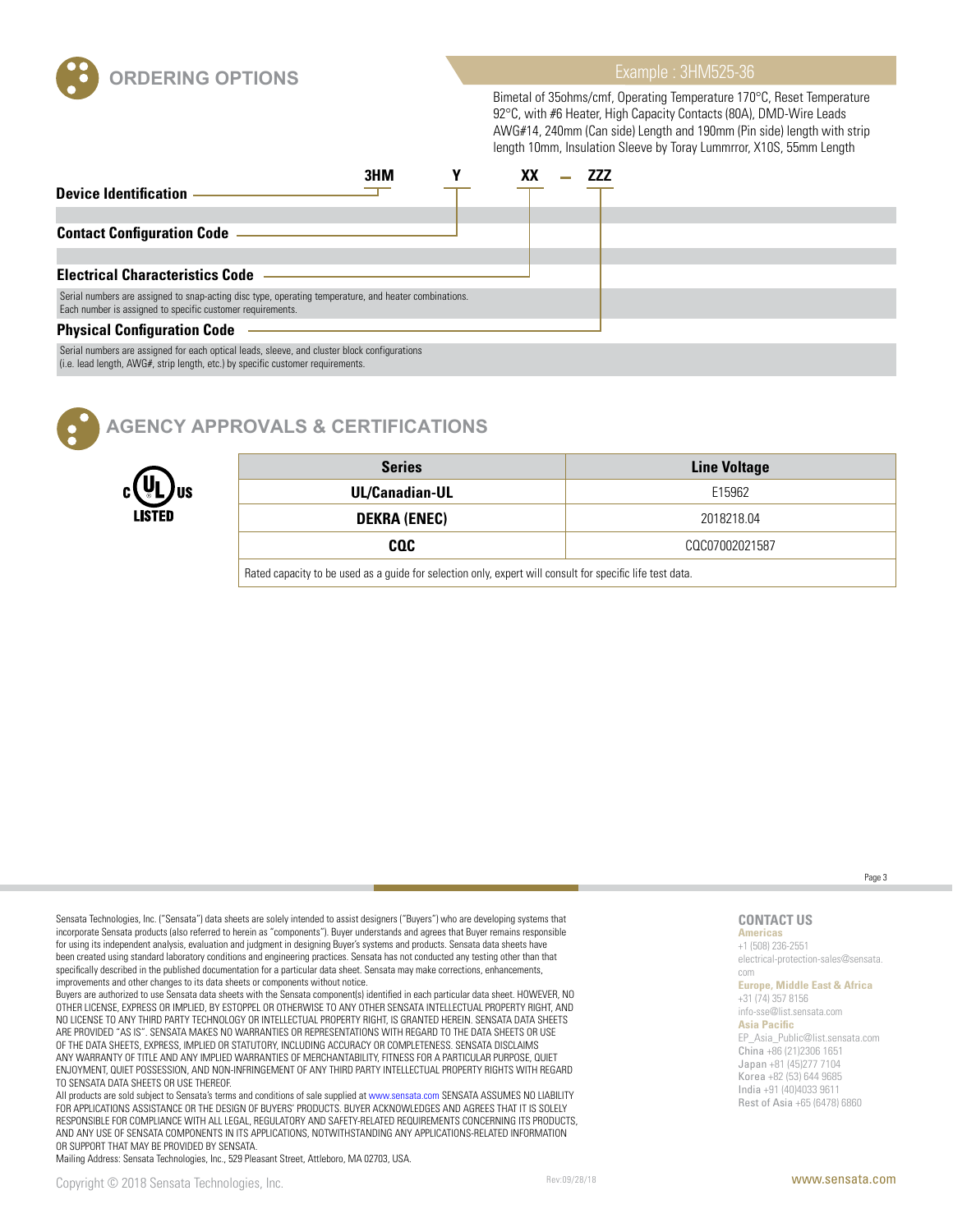## ORDERING OPTIONS

**Example : 3HM525-36**

Bimetal of 35ohms/cmf, Operating Temperature 170°C, Reset Temperature 92°C, with #6 Heater, High Capacity Contacts (80A), DMD-Wire Leads AWG#14, 240mm (Can side) Length and 190mm (Pin side) length with strip length 10mm, Insulation Sleeve by Toray Lummrror, X10S, 55mm Length

**3HM Y XX – ZZZ**

**Device Identification** — 3HM

**Contact Configuration Code** — Y

**Electrical Characteristics Code** — XX

Serial numbers are assigned to snap-acting disc type, operating temperature, and heater combinations. Each number is assigned to specific customer requirements.

**Physical Configuration Code** — ZZZ

Serial numbers are assigned for each optical leads, sleeve, and cluster block configurations (i.e. lead length, AWG#, strip length, etc.) by specific customer requirements.

## AGENCY APPROVALS & CERTIFICATIONS

c UL US LISTED

| Series | Line Voltage |
|---|---|
| UL/Canadian-UL | E15962 |
| DEKRA (ENEC) | 2018218.04 |
| CQC | CQC07002021587 |
| Rated capacity to be used as a guide for selection only, expert will consult for specific life test data. | |

Sensata Technologies, Inc. ("Sensata") data sheets are solely intended to assist designers ("Buyers") who are developing systems that incorporate Sensata products (also referred to herein as "components"). Buyer understands and agrees that Buyer remains responsible for using its independent analysis, evaluation and judgment in designing Buyer's systems and products. Sensata data sheets have been created using standard laboratory conditions and engineering practices. Sensata has not conducted any testing other than that specifically described in the published documentation for a particular data sheet. Sensata may make corrections, enhancements, improvements and other changes to its data sheets or components without notice.

Buyers are authorized to use Sensata data sheets with the Sensata component(s) identified in each particular data sheet. HOWEVER, NO OTHER LICENSE, EXPRESS OR IMPLIED, BY ESTOPPEL OR OTHERWISE TO ANY OTHER SENSATA INTELLECTUAL PROPERTY RIGHT, AND NO LICENSE TO ANY THIRD PARTY TECHNOLOGY OR INTELLECTUAL PROPERTY RIGHT, IS GRANTED HEREIN. SENSATA DATA SHEETS ARE PROVIDED "AS IS". SENSATA MAKES NO WARRANTIES OR REPRESENTATIONS WITH REGARD TO THE DATA SHEETS OR USE OF THE DATA SHEETS, EXPRESS, IMPLIED OR STATUTORY, INCLUDING ACCURACY OR COMPLETENESS. SENSATA DISCLAIMS ANY WARRANTY OF TITLE AND ANY IMPLIED WARRANTIES OF MERCHANTABILITY, FITNESS FOR A PARTICULAR PURPOSE, QUIET ENJOYMENT, QUIET POSSESSION, AND NON-INFRINGEMENT OF ANY THIRD PARTY INTELLECTUAL PROPERTY RIGHTS WITH REGARD TO SENSATA DATA SHEETS OR USE THEREOF.

All products are sold subject to Sensata's terms and conditions of sale supplied at www.sensata.com SENSATA ASSUMES NO LIABILITY FOR APPLICATIONS ASSISTANCE OR THE DESIGN OF BUYERS' PRODUCTS. BUYER ACKNOWLEDGES AND AGREES THAT IT IS SOLELY RESPONSIBLE FOR COMPLIANCE WITH ALL LEGAL, REGULATORY AND SAFETY-RELATED REQUIREMENTS CONCERNING ITS PRODUCTS, AND ANY USE OF SENSATA COMPONENTS IN ITS APPLICATIONS, NOTWITHSTANDING ANY APPLICATIONS-RELATED INFORMATION OR SUPPORT THAT MAY BE PROVIDED BY SENSATA.

Mailing Address: Sensata Technologies, Inc., 529 Pleasant Street, Attleboro, MA 02703, USA.

**CONTACT US**

**Americas**
+1 (508) 236-2551
electrical-protection-sales@sensata.com

**Europe, Middle East & Africa**
+31 (74) 357 8156
info-sse@list.sensata.com

**Asia Pacific**
EP_Asia_Public@list.sensata.com
China +86 (21)2306 1651
Japan +81 (45)277 7104
Korea +82 (53) 644 9685
India +91 (40)4033 9611
Rest of Asia +65 (6478) 6860

Copyright © 2018 Sensata Technologies, Inc. Rev:09/28/18 www.sensata.com